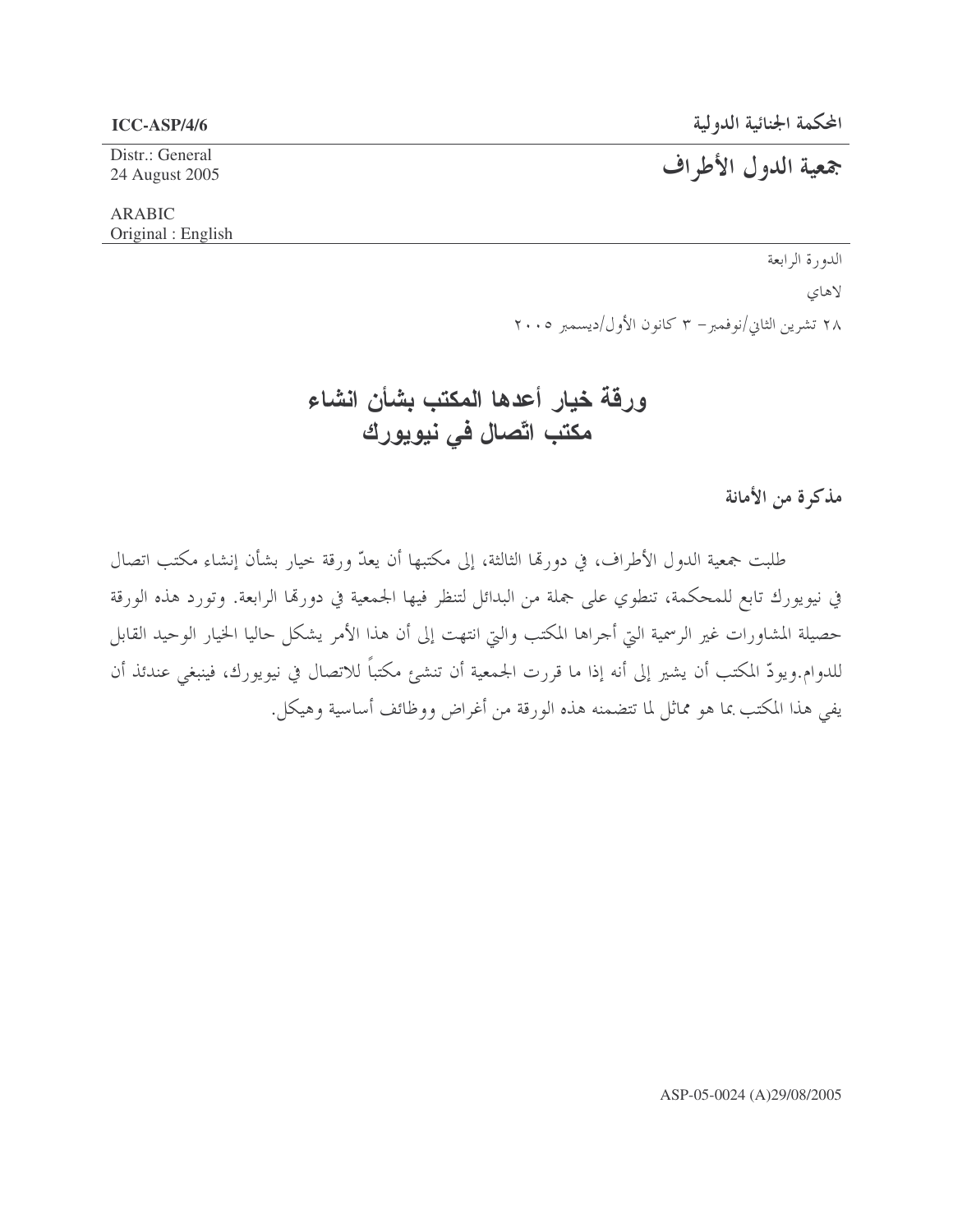المحكمة الجنائية الدولية

# جمعية الدول الأطراف

ICC-ASP/4/6

Distr.: General
24 August 2005

ARABIC
Original : English

الدورة الرابعة

لاهاي

٢٨ تشرين الثاني/نوفمبر– ٣ كانون الأول/ديسمبر ٢٠٠٥

# ورقة خيار أعدها المكتب بشأن انشاء مكتب اتّصال في نيويورك

## مذكرة من الأمانة

طلبت جمعية الدول الأطراف، في دورتها الثالثة، إلى مكتبها أن يعدّ ورقة خيار بشأن إنشاء مكتب اتصال في نيويورك تابع للمحكمة، تنطوي على جملة من البدائل لتنظر فيها الجمعية في دورتها الرابعة. وتورد هذه الورقة حصيلة المشاورات غير الرسمية التي أجراها المكتب والتي انتهت إلى أن هذا الأمر يشكل حاليا الخيار الوحيد القابل للدوام.ويودّ المكتب أن يشير إلى أنه إذا ما قررت الجمعية أن تنشئ مكتباً للاتصال في نيويورك، فينبغي عندئذ أن يفي هذا المكتب بما هو مماثل لما تتضمنه هذه الورقة من أغراض ووظائف أساسية وهيكل.

ASP-05-0024 (A)29/08/2005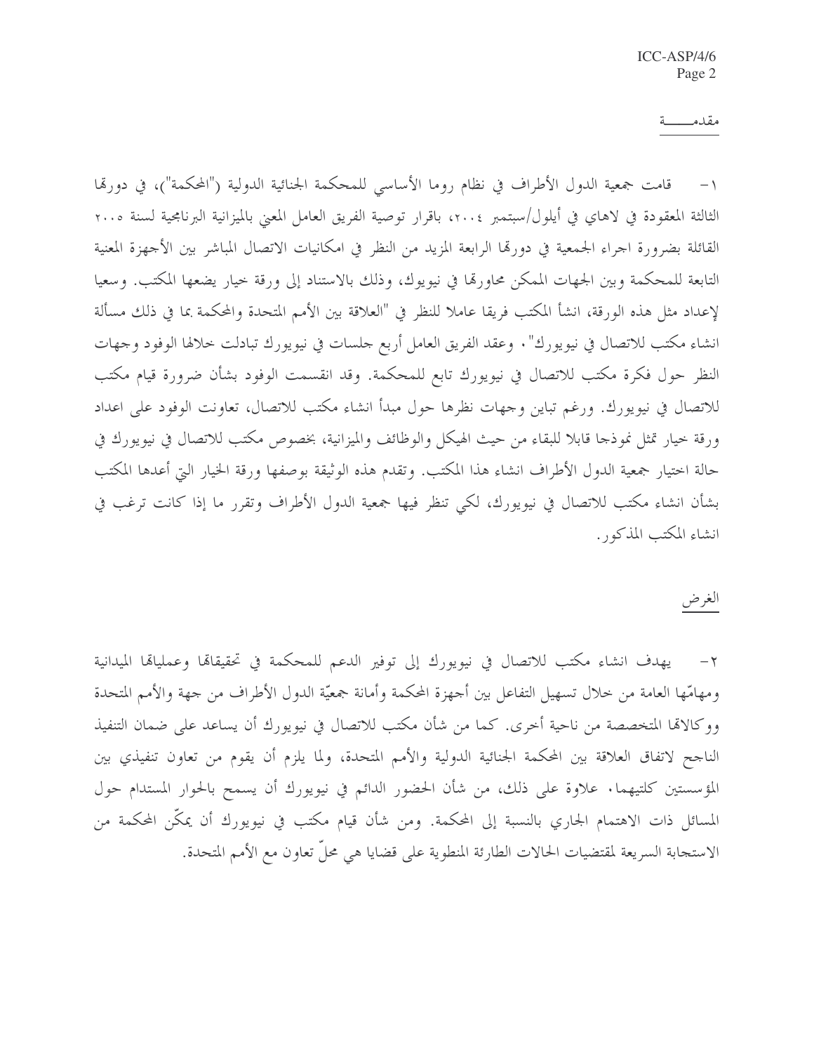## مقدمـــــة

١- قامت جمعية الدول الأطراف في نظام روما الأساسي للمحكمة الجنائية الدولية ("المحكمة")، في دورتها الثالثة المعقودة في لاهاي في أيلول/سبتمبر ٢٠٠٤، باقرار توصية الفريق العامل المعني بالميزانية البرنامجية لسنة ٢٠٠٥ القائلة بضرورة اجراء الجمعية في دورتها الرابعة المزيد من النظر في امكانيات الاتصال المباشر بين الأجهزة المعنية التابعة للمحكمة وبين الجهات الممكن محاورتها في نيويوك، وذلك بالاستناد إلى ورقة خيار يضعها المكتب. وسعيا لإعداد مثل هذه الورقة، انشأ المكتب فريقا عاملا للنظر في "العلاقة بين الأمم المتحدة والمحكمة بما في ذلك مسألة انشاء مكتب للاتصال في نيويورك". وعقد الفريق العامل أربع جلسات في نيويورك تبادلت خلالها الوفود وجهات النظر حول فكرة مكتب للاتصال في نيويورك تابع للمحكمة. وقد انقسمت الوفود بشأن ضرورة قيام مكتب للاتصال في نيويورك. ورغم تباين وجهات نظرها حول مبدأ انشاء مكتب للاتصال، تعاونت الوفود على اعداد ورقة خيار تمثل نموذجا قابلا للبقاء من حيث الهيكل والوظائف والميزانية، بخصوص مكتب للاتصال في نيويورك في حالة اختيار جمعية الدول الأطراف انشاء هذا المكتب. وتقدم هذه الوثيقة بوصفها ورقة الخيار التي أعدها المكتب بشأن انشاء مكتب للاتصال في نيويورك، لكي تنظر فيها جمعية الدول الأطراف وتقرر ما إذا كانت ترغب في انشاء المكتب المذكور.

## الغرض

٢- يهدف انشاء مكتب للاتصال في نيويورك إلى توفير الدعم للمحكمة في تحقيقاتها وعملياتها الميدانية ومهامّها العامة من خلال تسهيل التفاعل بين أجهزة المحكمة وأمانة جمعيّة الدول الأطراف من جهة والأمم المتحدة ووكالاتها المتخصصة من ناحية أخرى. كما من شأن مكتب للاتصال في نيويورك أن يساعد على ضمان التنفيذ الناجح لاتفاق العلاقة بين المحكمة الجنائية الدولية والأمم المتحدة، ولما يلزم أن يقوم من تعاون تنفيذي بين المؤسستين كلتيهما. علاوة على ذلك، من شأن الحضور الدائم في نيويورك أن يسمح بالحوار المستدام حول المسائل ذات الاهتمام الجاري بالنسبة إلى المحكمة. ومن شأن قيام مكتب في نيويورك أن يمكّن المحكمة من الاستجابة السريعة لمقتضيات الحالات الطارئة المنطوية على قضايا هي محلّ تعاون مع الأمم المتحدة.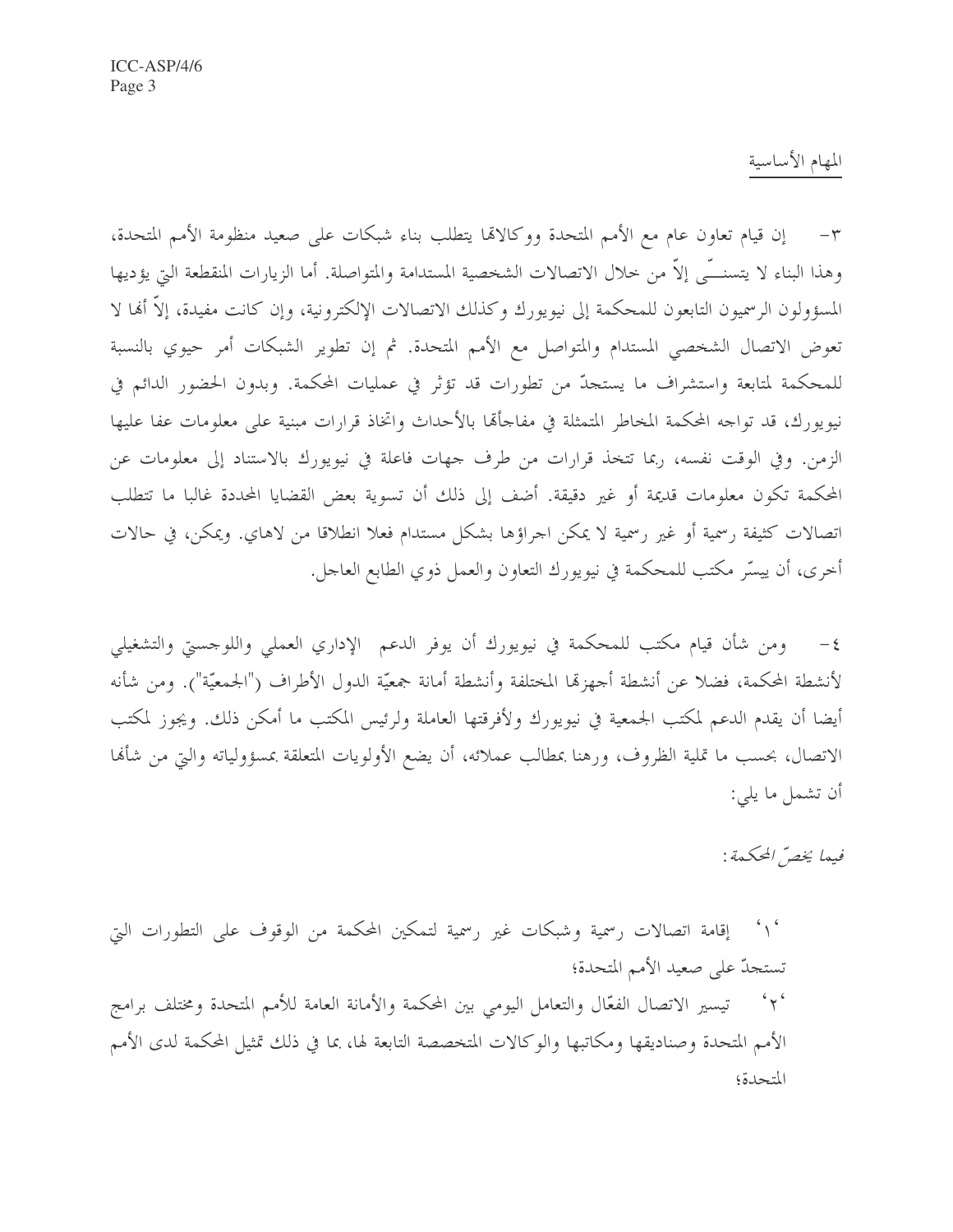## المهام الأساسية

٣- إن قيام تعاون عام مع الأمم المتحدة ووكالاتها يتطلب بناء شبكات على صعيد منظومة الأمم المتحدة، وهذا البناء لا يتسنـــّى إلاّ من خلال الاتصالات الشخصية المستدامة والمتواصلة. أما الزيارات المنقطعة التي يؤديها المسؤولون الرسميون التابعون للمحكمة إلى نيويورك وكذلك الاتصالات الإلكترونية، وإن كانت مفيدة، إلاّ أنها لا تعوض الاتصال الشخصي المستدام والمتواصل مع الأمم المتحدة. ثم إن تطوير الشبكات أمر حيوي بالنسبة للمحكمة لمتابعة واستشراف ما يستجدّ من تطورات قد تؤثر في عمليات المحكمة. وبدون الحضور الدائم في نيويورك، قد تواجه المحكمة المخاطر المتمثلة في مفاجأتها بالأحداث واتخاذ قرارات مبنية على معلومات عفا عليها الزمن. وفي الوقت نفسه، ربما تتخذ قرارات من طرف جهات فاعلة في نيويورك بالاستناد إلى معلومات عن المحكمة تكون معلومات قديمة أو غير دقيقة. أضف إلى ذلك أن تسوية بعض القضايا المحددة غالبا ما تتطلب اتصالات كثيفة رسمية أو غير رسمية لا يمكن اجراؤها بشكل مستدام فعلا انطلاقا من لاهاي. ويمكن، في حالات أخرى، أن ييسّر مكتب للمحكمة في نيويورك التعاون والعمل ذوي الطابع العاجل.

٤- ومن شأن قيام مكتب للمحكمة في نيويورك أن يوفر الدعم الإداري العملي واللوجستي والتشغيلي لأنشطة المحكمة، فضلا عن أنشطة أجهزتها المختلفة وأنشطة أمانة جمعيّة الدول الأطراف ("الجمعيّة"). ومن شأنه أيضا أن يقدم الدعم لمكتب الجمعية في نيويورك ولأفرقتها العاملة ولرئيس المكتب ما أمكن ذلك. ويجوز لمكتب الاتصال، بحسب ما تمليه الظروف، ورهنا بمطالب عملائه، أن يضع الأولويات المتعلقة بمسؤولياته والتي من شأنها أن تشمل ما يلي:

*فيما يخصّ المحكمة:*

'١' إقامة اتصالات رسمية وشبكات غير رسمية لتمكين المحكمة من الوقوف على التطورات التي تستجدّ على صعيد الأمم المتحدة؛

'٢' تيسير الاتصال الفعّال والتعامل اليومي بين المحكمة والأمانة العامة للأمم المتحدة ومختلف برامج الأمم المتحدة وصناديقها ومكاتبها والوكالات المتخصصة التابعة لها، بما في ذلك تمثيل المحكمة لدى الأمم المتحدة؛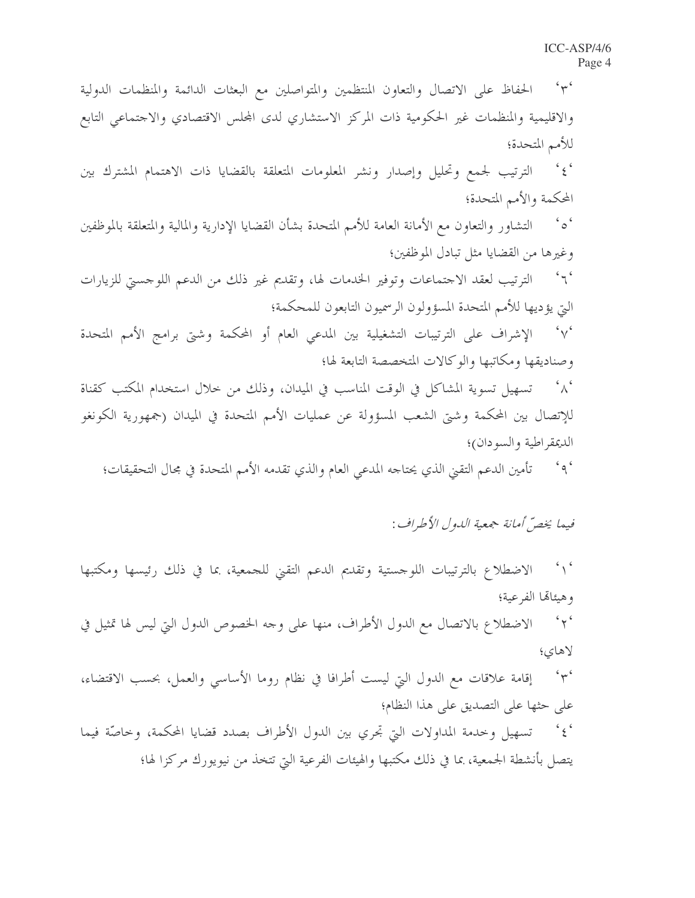'٣' الحفاظ على الاتصال والتعاون المنتظمين والمتواصلين مع البعثات الدائمة والمنظمات الدولية والاقليمية والمنظمات غير الحكومية ذات المركز الاستشاري لدى المجلس الاقتصادي والاجتماعي التابع للأمم المتحدة؛

'٤' الترتيب لجمع وتحليل وإصدار ونشر المعلومات المتعلقة بالقضايا ذات الاهتمام المشترك بين المحكمة والأمم المتحدة؛

'٥' التشاور والتعاون مع الأمانة العامة للأمم المتحدة بشأن القضايا الإدارية والمالية والمتعلقة بالموظفين وغيرها من القضايا مثل تبادل الموظفين؛

'٦' الترتيب لعقد الاجتماعات وتوفير الخدمات لها، وتقديم غير ذلك من الدعم اللوجستي للزيارات التي يؤديها للأمم المتحدة المسؤولون الرسميون التابعون للمحكمة؛

'٧' الإشراف على الترتيبات التشغيلية بين المدعي العام أو المحكمة وشتى برامج الأمم المتحدة وصناديقها ومكاتبها والوكالات المتخصصة التابعة لها؛

'٨' تسهيل تسوية المشاكل في الوقت المناسب في الميدان، وذلك من خلال استخدام المكتب كقناة للإتصال بين المحكمة وشتى الشعب المسؤولة عن عمليات الأمم المتحدة في الميدان (جمهورية الكونغو الديمقراطية والسودان)؛

'٩' تأمين الدعم التقني الذي يحتاجه المدعي العام والذي تقدمه الأمم المتحدة في مجال التحقيقات؛

*فيما يخصّ أمانة جمعية الدول الأطراف:*

'١' الاضطلاع بالترتيبات اللوجستية وتقديم الدعم التقني للجمعية، بما في ذلك رئيسها ومكتبها وهيئاتها الفرعية؛

'٢' الاضطلاع بالاتصال مع الدول الأطراف، منها على وجه الخصوص الدول التي ليس لها تمثيل في لاهاي؛

'٣' إقامة علاقات مع الدول التي ليست أطرافا في نظام روما الأساسي والعمل، بحسب الاقتضاء، على حثها على التصديق على هذا النظام؛

'٤' تسهيل وخدمة المداولات التي تجري بين الدول الأطراف بصدد قضايا المحكمة، وخاصّة فيما يتصل بأنشطة الجمعية، بما في ذلك مكتبها والهيئات الفرعية التي تتخذ من نيويورك مركزا لها؛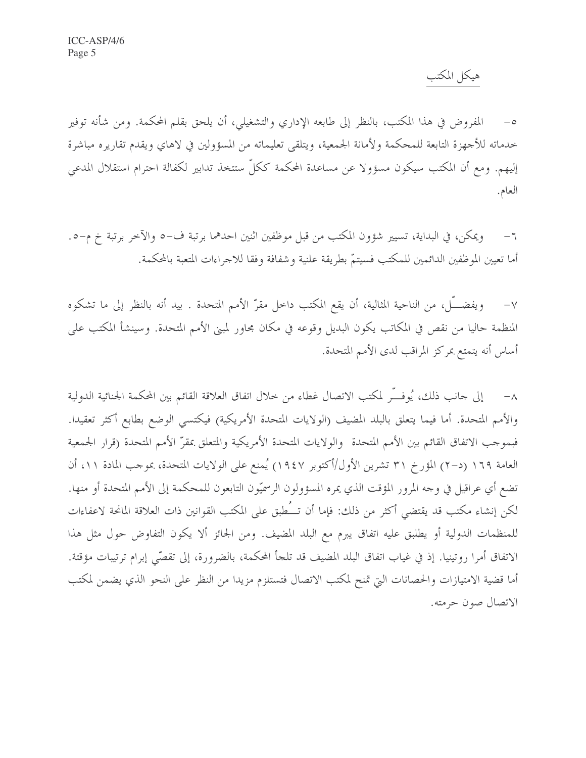## هيكل المكتب

٥- المفروض في هذا المكتب، بالنظر إلى طابعه الإداري والتشغيلي، أن يلحق بقلم المحكمة. ومن شأنه توفير خدماته للأجهزة التابعة للمحكمة ولأمانة الجمعية، ويتلقى تعليماته من المسؤولين في لاهاي ويقدم تقاريره مباشرة إليهم. ومع أن المكتب سيكون مسؤولا عن مساعدة المحكمة ككلّ ستتخذ تدابير لكفالة احترام استقلال المدعي العام.

٦- ويمكن، في البداية، تسيير شؤون المكتب من قبل موظفين اثنين احدهما برتبة ف-٥ والآخر برتبة خ م-٥. أما تعيين الموظفين الدائمين للمكتب فسيتمّ بطريقة علنية وشفافة وفقا للاجراءات المتعبة بالمحكمة.

٧- ويفضّل، من الناحية المثالية، أن يقع المكتب داخل مقرّ الأمم المتحدة . بيد أنه بالنظر إلى ما تشكوه المنظمة حاليا من نقص في المكاتب يكون البديل وقوعه في مكان مجاور لمبنى الأمم المتحدة. وسينشأ المكتب على أساس أنه يتمتع بمركز المراقب لدى الأمم المتحدة.

٨- إلى جانب ذلك، يُوفـّر لمكتب الاتصال غطاء من خلال اتفاق العلاقة القائم بين المحكمة الجنائية الدولية والأمم المتحدة. أما فيما يتعلق بالبلد المضيف (الولايات المتحدة الأمريكية) فيكتسي الوضع بطابع أكثر تعقيدا. فبموجب الاتفاق القائم بين الأمم المتحدة والولايات المتحدة الأمريكية والمتعلق بمقرّ الأمم المتحدة (قرار الجمعية العامة ١٦٩ (د-٢) المؤرخ ٣١ تشرين الأول/أكتوبر ١٩٤٧) يُمنع على الولايات المتحدة، بموجب المادة ١١، أن تضع أي عراقيل في وجه المرور المؤقت الذي يمره المسؤولون الرسميّون التابعون للمحكمة إلى الأمم المتحدة أو منها. لكن إنشاء مكتب قد يقتضي أكثر من ذلك: فإما أن تـُطبق على المكتب القوانين ذات العلاقة المانحة لاعفاءات للمنظمات الدولية أو يطلبق عليه اتفاق يبرم مع البلد المضيف. ومن الجائز ألا يكون التفاوض حول مثل هذا الاتفاق أمرا روتينيا. إذ في غياب اتفاق البلد المضيف قد تلجأ المحكمة، بالضرورة، إلى تقصّي إبرام ترتيبات مؤقتة. أما قضية الامتيازات والحصانات التي تمنح لمكتب الاتصال فتستلزم مزيدا من النظر على النحو الذي يضمن لمكتب الاتصال صون حرمته.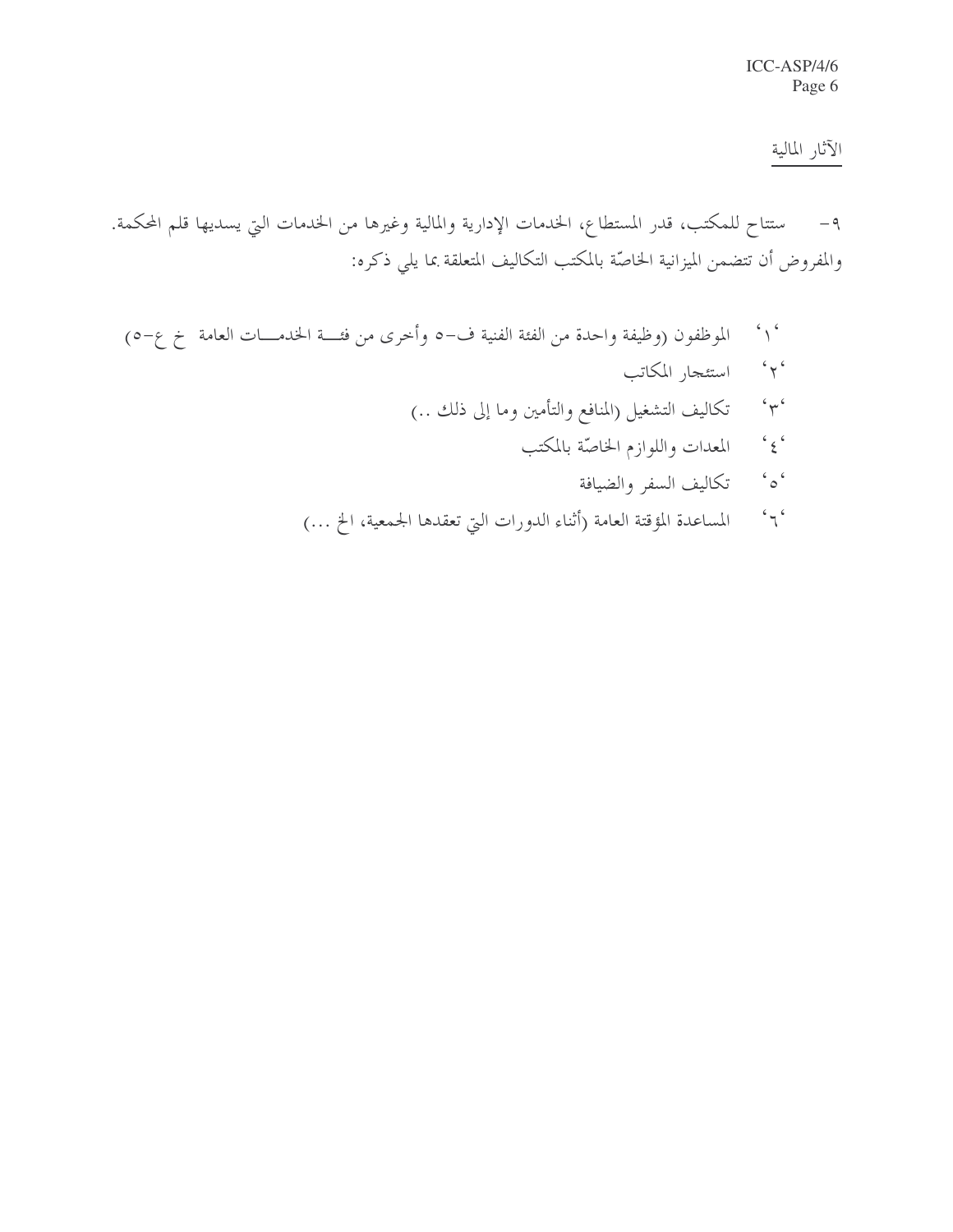الآثار المالية

٩- ستتاح للمكتب، قدر المستطاع، الخدمات الإدارية والمالية وغيرها من الخدمات التي يسديها قلم المحكمة. والمفروض أن تتضمن الميزانية الخاصّة بالمكتب التكاليف المتعلقة بما يلي ذكره:

'١' الموظفون (وظيفة واحدة من الفئة الفنية ف-٥ وأخرى من فئة الخدمات العامة خ ع-٥)

'٢' استئجار المكاتب

'٣' تكاليف التشغيل (المنافع والتأمين وما إلى ذلك ..)

'٤' المعدات واللوازم الخاصّة بالمكتب

'٥' تكاليف السفر والضيافة

'٦' المساعدة المؤقتة العامة (أثناء الدورات التي تعقدها الجمعية، الخ ...)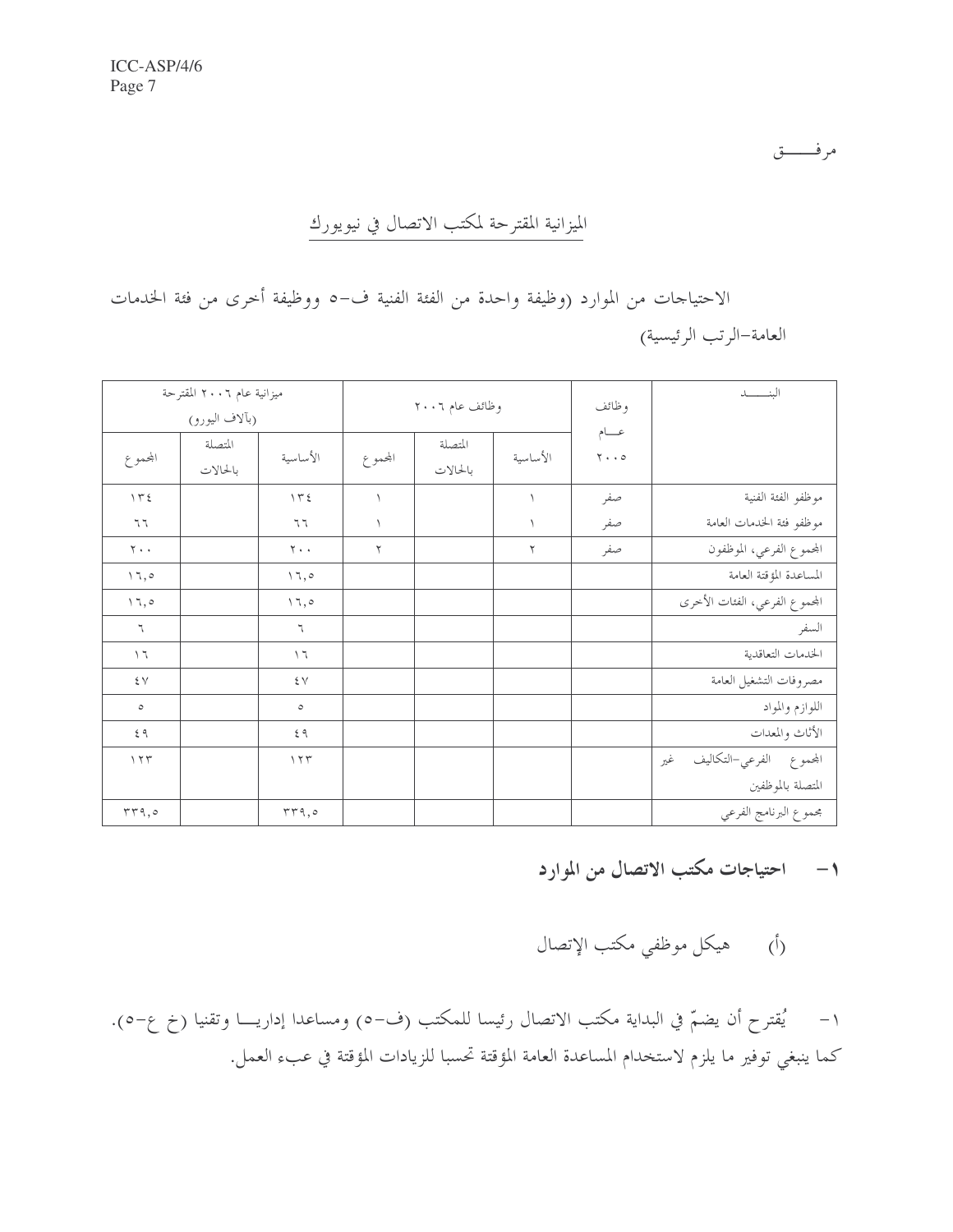مرفـــــق

## الميزانية المقترحة لمكتب الاتصال في نيويورك

الاحتياجات من الموارد (وظيفة واحدة من الفئة الفنية ف-٥ ووظيفة أخرى من فئة الخدمات العامة-الرتب الرئيسية)

| البنـــــد | وظائف عـــام ٢٠٠٥ | وظائف عام ٢٠٠٦ | | | ميزانية عام ٢٠٠٦ المقترحة (بآلاف اليورو) | | |
|---|---|---|---|---|---|---|---|
| | | الأساسية | المتصلة بالحالات | المجموع | الأساسية | المتصلة بالحالات | المجموع |
| موظفو الفئة الفنية | صفر | ١ | | ١ | ١٣٤ | | ١٣٤ |
| موظفو فئة الخدمات العامة | صفر | ١ | | ١ | ٦٦ | | ٦٦ |
| المجموع الفرعي، الموظفون | صفر | ٢ | | ٢ | ٢٠٠ | | ٢٠٠ |
| المساعدة المؤقتة العامة | | | | | ١٦,٥ | | ١٦,٥ |
| المجموع الفرعي، الفئات الأخرى | | | | | ١٦,٥ | | ١٦,٥ |
| السفر | | | | | ٦ | | ٦ |
| الخدمات التعاقدية | | | | | ١٦ | | ١٦ |
| مصروفات التشغيل العامة | | | | | ٤٧ | | ٤٧ |
| اللوازم والمواد | | | | | ٥ | | ٥ |
| الأثاث والمعدات | | | | | ٤٩ | | ٤٩ |
| المجموع الفرعي-التكاليف غير المتصلة بالموظفين | | | | | ١٢٣ | | ١٢٣ |
| مجموع البرنامج الفرعي | | | | | ٣٣٩,٥ | | ٣٣٩,٥ |

### ١- احتياجات مكتب الاتصال من الموارد

(أ) هيكل موظفي مكتب الإتصال

١- يُقترح أن يضمّ في البداية مكتب الاتصال رئيسا للمكتب (ف-٥) ومساعدا إداريـــا وتقنيا (خ ع-٥). كما ينبغي توفير ما يلزم لاستخدام المساعدة العامة المؤقتة تحسبا للزيادات المؤقتة في عبء العمل.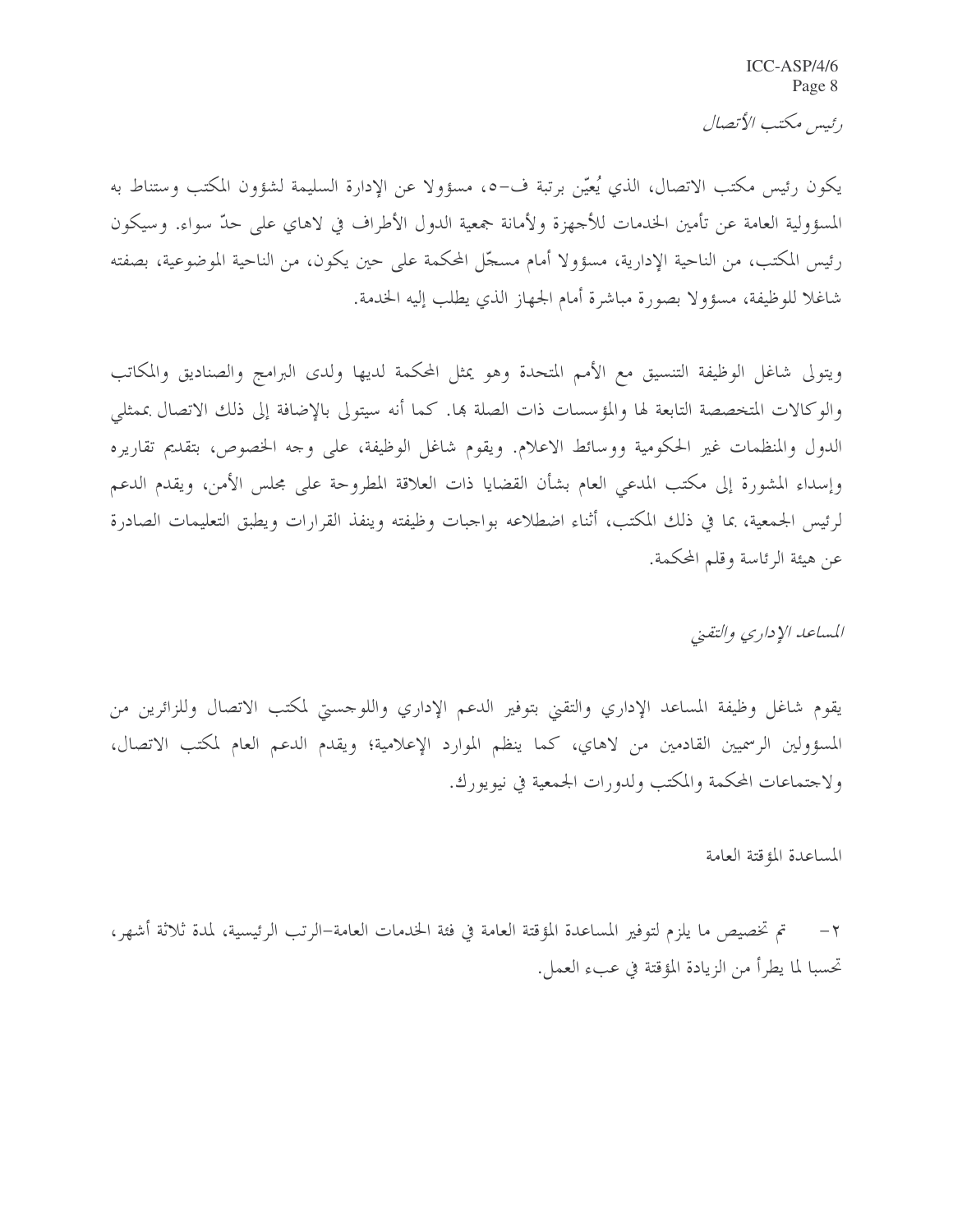*رئيس مكتب الأتصال*

يكون رئيس مكتب الاتصال، الذي يُعيّن برتبة ف-٥، مسؤولا عن الإدارة السليمة لشؤون المكتب وستناط به المسؤولية العامة عن تأمين الخدمات للأجهزة ولأمانة جمعية الدول الأطراف في لاهاي على حدّ سواء. وسيكون رئيس المكتب، من الناحية الإدارية، مسؤولا أمام مسجّل المحكمة على حين يكون، من الناحية الموضوعية، بصفته شاغلا للوظيفة، مسؤولا بصورة مباشرة أمام الجهاز الذي يطلب إليه الخدمة.

ويتولى شاغل الوظيفة التنسيق مع الأمم المتحدة وهو يمثل المحكمة لديها ولدى البرامج والصناديق والمكاتب والوكالات المتخصصة التابعة لها والمؤسسات ذات الصلة بها. كما أنه سيتولى بالإضافة إلى ذلك الاتصال بممثلي الدول والمنظمات غير الحكومية ووسائط الاعلام. ويقوم شاغل الوظيفة، على وجه الخصوص، بتقديم تقاريره وإسداء المشورة إلى مكتب المدعي العام بشأن القضايا ذات العلاقة المطروحة على مجلس الأمن، ويقدم الدعم لرئيس الجمعية، بما في ذلك المكتب، أثناء اضطلاعه بواجبات وظيفته وينفذ القرارات ويطبق التعليمات الصادرة عن هيئة الرئاسة وقلم المحكمة.

*المساعد الإداري والتقني*

يقوم شاغل وظيفة المساعد الإداري والتقني بتوفير الدعم الإداري واللوجستي لمكتب الاتصال وللزائرين من المسؤولين الرسميين القادمين من لاهاي، كما ينظم الموارد الإعلامية؛ ويقدم الدعم العام لمكتب الاتصال، ولاجتماعات المحكمة والمكتب ولدورات الجمعية في نيويورك.

المساعدة المؤقتة العامة

٢- تم تخصيص ما يلزم لتوفير المساعدة المؤقتة العامة في فئة الخدمات العامة-الرتب الرئيسية، لمدة ثلاثة أشهر، تحسبا لما يطرأ من الزيادة المؤقتة في عبء العمل.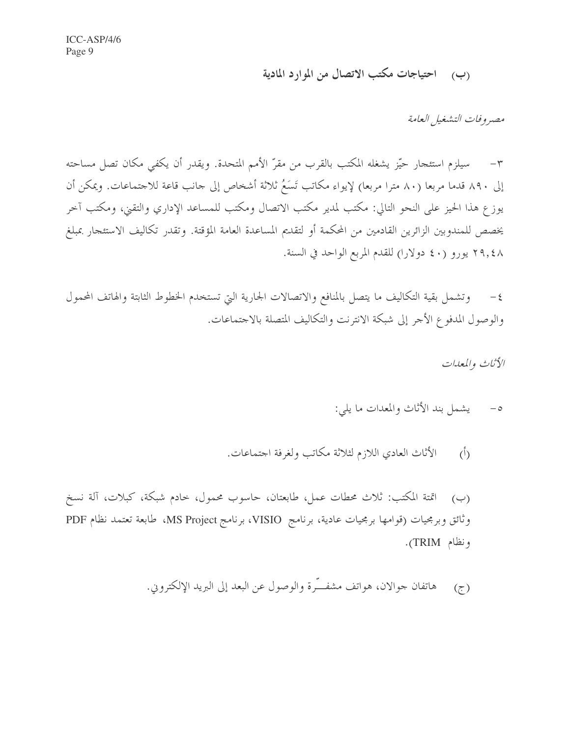### (ب) احتياجات مكتب الاتصال من الموارد المادية

*مصروفات التشغيل العامة*

٣- سيلزم استئجار حيّز يشغله المكتب بالقرب من مقرّ الأمم المتحدة. ويقدر أن يكفي مكان تصل مساحته إلى ٨٩٠ قدما مربعا (٨٠ مترا مربعا) لإيواء مكاتب تَسَعُ ثلاثة أشخاص إلى جانب قاعة للاجتماعات. ويمكن أن يوزع هذا الحيز على النحو التالي: مكتب لمدير مكتب الاتصال ومكتب للمساعد الإداري والتقني، ومكتب آخر يخصص للمندوبين الزائرين القادمين من المحكمة أو لتقديم المساعدة العامة المؤقتة. وتقدر تكاليف الاستئجار بمبلغ ٢٩,٤٨ يورو (٤٠ دولارا) للقدم المربع الواحد في السنة.

٤- وتشمل بقية التكاليف ما يتصل بالمنافع والاتصالات الجارية التي تستخدم الخطوط الثابتة والهاتف المحمول والوصول المدفوع الأجر إلى شبكة الانترنت والتكاليف المتصلة بالاجتماعات.

*الأثاث والمعدات*

٥- يشمل بند الأثاث والمعدات ما يلي:

(أ) الأثاث العادي اللازم لثلاثة مكاتب ولغرفة اجتماعات.

(ب) اتمتة المكتب: ثلاث محطات عمل، طابعتان، حاسوب محمول، خادم شبكة، كبلات، آلة نسخ وثائق وبرمجيات (قوامها برمجيات عادية، برنامج VISIO، برنامج MS Project، طابعة تعتمد نظام PDF ونظام TRIM).

(ج) هاتفان جوالان، هواتف مشفـّرة والوصول عن البعد إلى البريد الإلكتروني.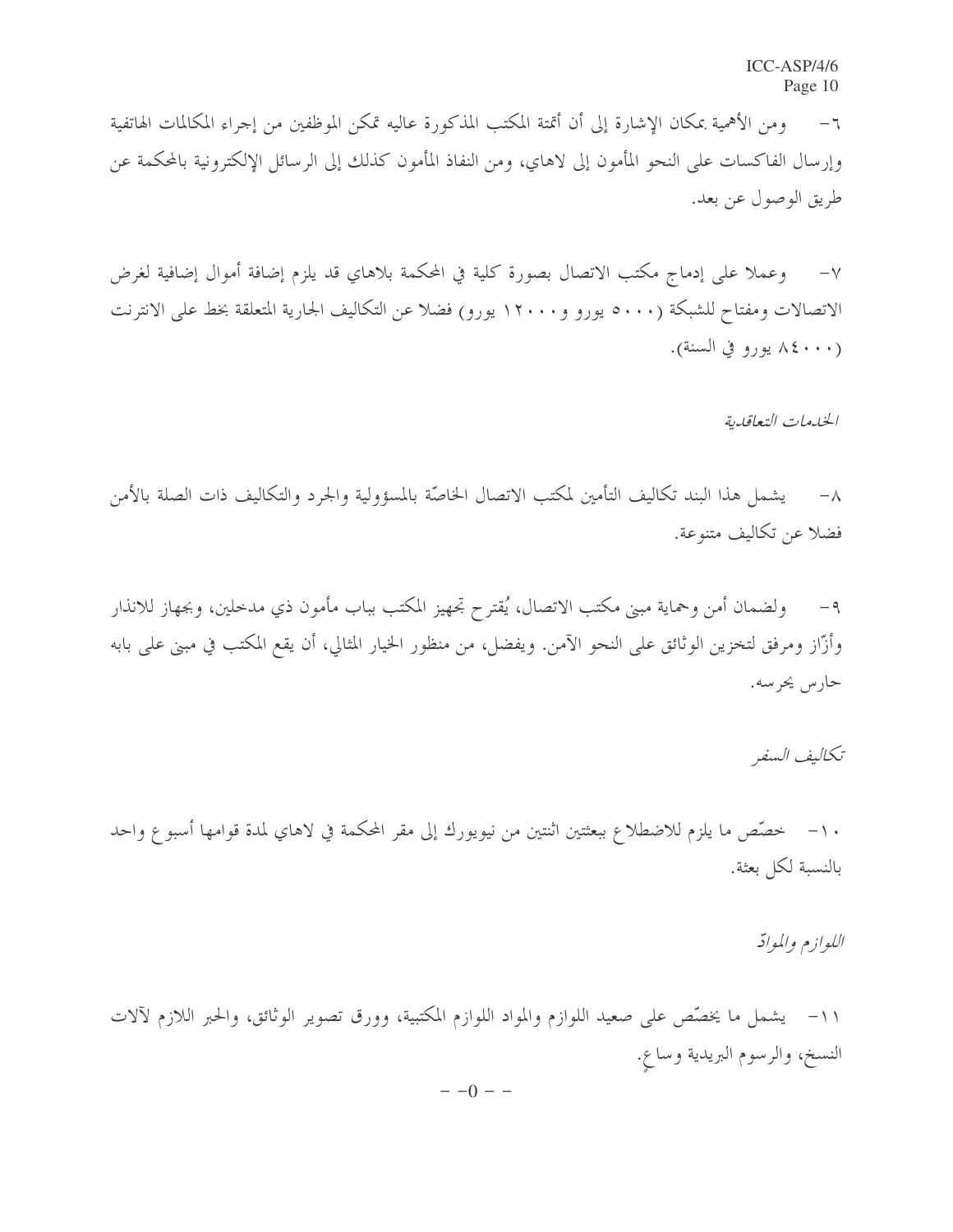٦- ومن الأهمية بمكان الإشارة إلى أن أتمتة المكتب المذكورة عاليه تمكن الموظفين من إجراء المكالمات الهاتفية وإرسال الفاكسات على النحو المأمون إلى لاهاي، ومن النفاذ المأمون كذلك إلى الرسائل الإلكترونية بالمحكمة عن طريق الوصول عن بعد.

٧- وعملا على إدماج مكتب الاتصال بصورة كلية في المحكمة بلاهاي قد يلزم إضافة أموال إضافية لغرض الاتصالات ومفتاح للشبكة (٥٠٠٠ يورو و١٢٠٠٠ يورو) فضلا عن التكاليف الجارية المتعلقة بخط على الانترنت (٨٤٠٠٠ يورو في السنة).

*الخدمات التعاقدية*

٨- يشمل هذا البند تكاليف التأمين لمكتب الاتصال الخاصّة بالمسؤولية والجرد والتكاليف ذات الصلة بالأمن فضلا عن تكاليف متنوعة.

٩- ولضمان أمن وحماية مبنى مكتب الاتصال، يُقترح تجهيز المكتب بباب مأمون ذي مدخلين، وبجهاز للانذار وأزّاز ومرفق لتخزين الوثائق على النحو الآمن. ويفضل، من منظور الخيار المثالي، أن يقع المكتب في مبنى على بابه حارس يحرسه.

*تكاليف السفر*

١٠- خصّص ما يلزم للاضطلاع ببعثتين اثنتين من نيويورك إلى مقر المحكمة في لاهاي لمدة قوامها أسبوع واحد بالنسبة لكل بعثة.

*اللوازم والموادّ*

١١- يشمل ما يخصّص على صعيد اللوازم والمواد اللوازم المكتبية، وورق تصوير الوثائق، والحبر اللازم لآلات النسخ، والرسوم البريدية وساعٍ.

- -0 - -